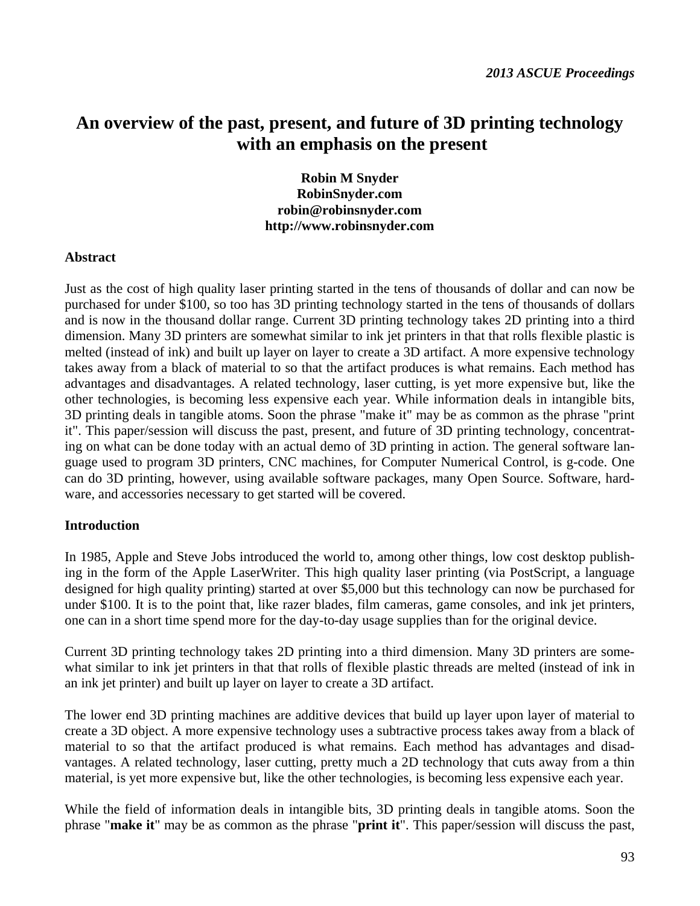# An overview of the past, present, and future of 3D printing technology with an emphasis on the present

**Robin M Snyder**
**RobinSnyder.com**
**robin@robinsnyder.com**
**http://www.robinsnyder.com**

## Abstract

Just as the cost of high quality laser printing started in the tens of thousands of dollar and can now be purchased for under $100, so too has 3D printing technology started in the tens of thousands of dollars and is now in the thousand dollar range. Current 3D printing technology takes 2D printing into a third dimension. Many 3D printers are somewhat similar to ink jet printers in that that rolls flexible plastic is melted (instead of ink) and built up layer on layer to create a 3D artifact. A more expensive technology takes away from a black of material to so that the artifact produces is what remains. Each method has advantages and disadvantages. A related technology, laser cutting, is yet more expensive but, like the other technologies, is becoming less expensive each year. While information deals in intangible bits, 3D printing deals in tangible atoms. Soon the phrase "make it" may be as common as the phrase "print it". This paper/session will discuss the past, present, and future of 3D printing technology, concentrating on what can be done today with an actual demo of 3D printing in action. The general software language used to program 3D printers, CNC machines, for Computer Numerical Control, is g-code. One can do 3D printing, however, using available software packages, many Open Source. Software, hardware, and accessories necessary to get started will be covered.

## Introduction

In 1985, Apple and Steve Jobs introduced the world to, among other things, low cost desktop publishing in the form of the Apple LaserWriter. This high quality laser printing (via PostScript, a language designed for high quality printing) started at over $5,000 but this technology can now be purchased for under $100. It is to the point that, like razer blades, film cameras, game consoles, and ink jet printers, one can in a short time spend more for the day-to-day usage supplies than for the original device.

Current 3D printing technology takes 2D printing into a third dimension. Many 3D printers are somewhat similar to ink jet printers in that that rolls of flexible plastic threads are melted (instead of ink in an ink jet printer) and built up layer on layer to create a 3D artifact.

The lower end 3D printing machines are additive devices that build up layer upon layer of material to create a 3D object. A more expensive technology uses a subtractive process takes away from a black of material to so that the artifact produced is what remains. Each method has advantages and disadvantages. A related technology, laser cutting, pretty much a 2D technology that cuts away from a thin material, is yet more expensive but, like the other technologies, is becoming less expensive each year.

While the field of information deals in intangible bits, 3D printing deals in tangible atoms. Soon the phrase "**make it**" may be as common as the phrase "**print it**". This paper/session will discuss the past,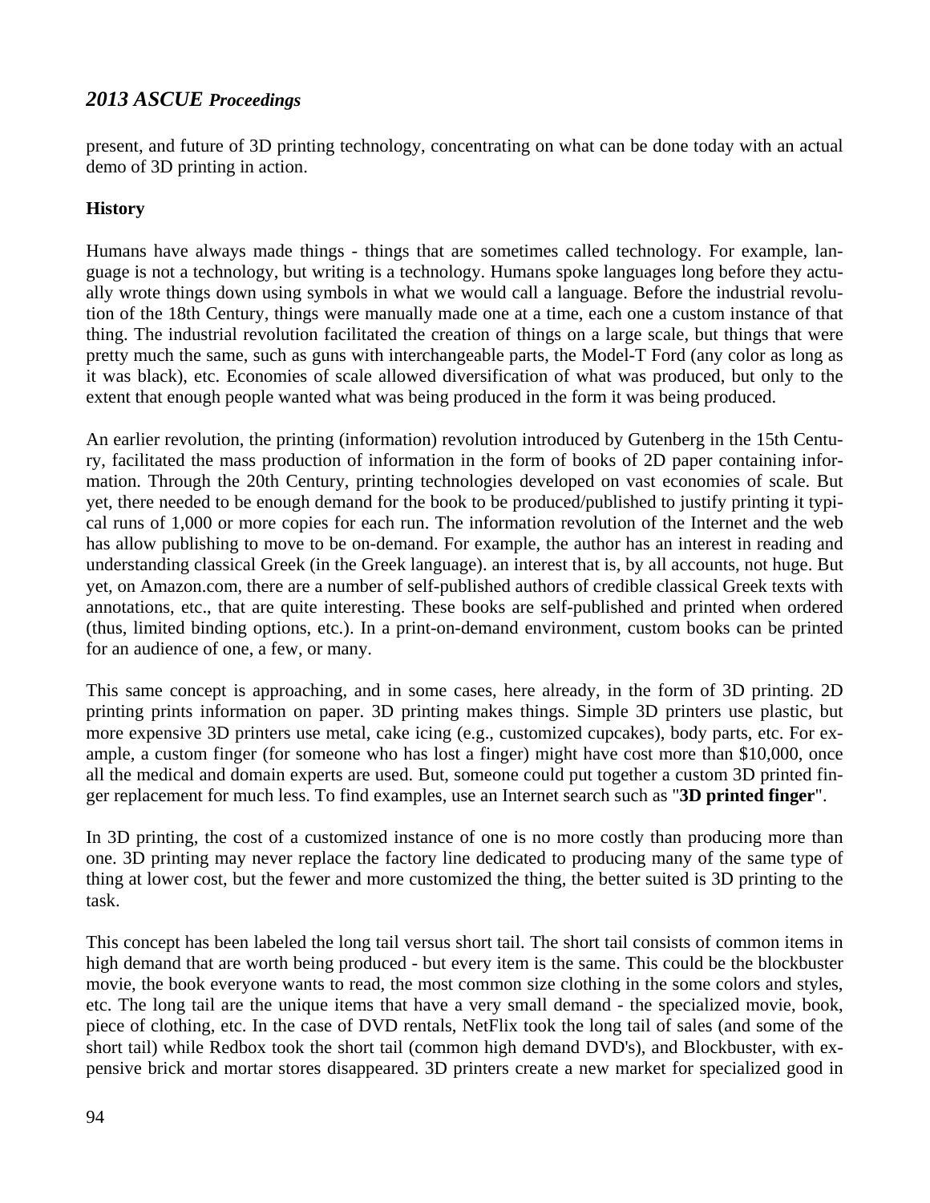present, and future of 3D printing technology, concentrating on what can be done today with an actual demo of 3D printing in action.

**History**

Humans have always made things - things that are sometimes called technology. For example, language is not a technology, but writing is a technology. Humans spoke languages long before they actually wrote things down using symbols in what we would call a language. Before the industrial revolution of the 18th Century, things were manually made one at a time, each one a custom instance of that thing. The industrial revolution facilitated the creation of things on a large scale, but things that were pretty much the same, such as guns with interchangeable parts, the Model-T Ford (any color as long as it was black), etc. Economies of scale allowed diversification of what was produced, but only to the extent that enough people wanted what was being produced in the form it was being produced.

An earlier revolution, the printing (information) revolution introduced by Gutenberg in the 15th Century, facilitated the mass production of information in the form of books of 2D paper containing information. Through the 20th Century, printing technologies developed on vast economies of scale. But yet, there needed to be enough demand for the book to be produced/published to justify printing it typical runs of 1,000 or more copies for each run. The information revolution of the Internet and the web has allow publishing to move to be on-demand. For example, the author has an interest in reading and understanding classical Greek (in the Greek language). an interest that is, by all accounts, not huge. But yet, on Amazon.com, there are a number of self-published authors of credible classical Greek texts with annotations, etc., that are quite interesting. These books are self-published and printed when ordered (thus, limited binding options, etc.). In a print-on-demand environment, custom books can be printed for an audience of one, a few, or many.

This same concept is approaching, and in some cases, here already, in the form of 3D printing. 2D printing prints information on paper. 3D printing makes things. Simple 3D printers use plastic, but more expensive 3D printers use metal, cake icing (e.g., customized cupcakes), body parts, etc. For example, a custom finger (for someone who has lost a finger) might have cost more than $10,000, once all the medical and domain experts are used. But, someone could put together a custom 3D printed finger replacement for much less. To find examples, use an Internet search such as "**3D printed finger**".

In 3D printing, the cost of a customized instance of one is no more costly than producing more than one. 3D printing may never replace the factory line dedicated to producing many of the same type of thing at lower cost, but the fewer and more customized the thing, the better suited is 3D printing to the task.

This concept has been labeled the long tail versus short tail. The short tail consists of common items in high demand that are worth being produced - but every item is the same. This could be the blockbuster movie, the book everyone wants to read, the most common size clothing in the some colors and styles, etc. The long tail are the unique items that have a very small demand - the specialized movie, book, piece of clothing, etc. In the case of DVD rentals, NetFlix took the long tail of sales (and some of the short tail) while Redbox took the short tail (common high demand DVD's), and Blockbuster, with expensive brick and mortar stores disappeared. 3D printers create a new market for specialized good in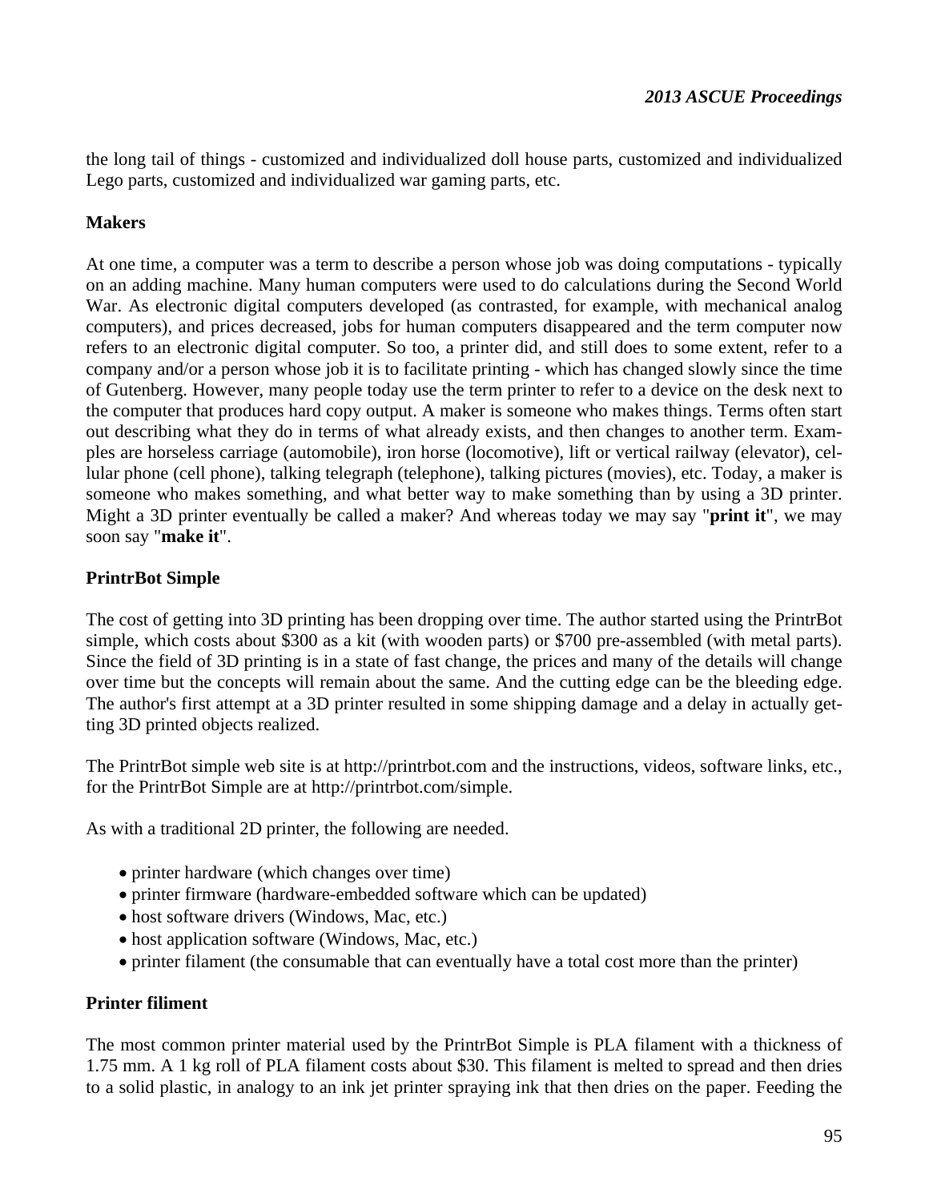the long tail of things - customized and individualized doll house parts, customized and individualized Lego parts, customized and individualized war gaming parts, etc.

**Makers**

At one time, a computer was a term to describe a person whose job was doing computations - typically on an adding machine. Many human computers were used to do calculations during the Second World War. As electronic digital computers developed (as contrasted, for example, with mechanical analog computers), and prices decreased, jobs for human computers disappeared and the term computer now refers to an electronic digital computer. So too, a printer did, and still does to some extent, refer to a company and/or a person whose job it is to facilitate printing - which has changed slowly since the time of Gutenberg. However, many people today use the term printer to refer to a device on the desk next to the computer that produces hard copy output. A maker is someone who makes things. Terms often start out describing what they do in terms of what already exists, and then changes to another term. Examples are horseless carriage (automobile), iron horse (locomotive), lift or vertical railway (elevator), cellular phone (cell phone), talking telegraph (telephone), talking pictures (movies), etc. Today, a maker is someone who makes something, and what better way to make something than by using a 3D printer. Might a 3D printer eventually be called a maker? And whereas today we may say "**print it**", we may soon say "**make it**".

**PrintrBot Simple**

The cost of getting into 3D printing has been dropping over time. The author started using the PrintrBot simple, which costs about $300 as a kit (with wooden parts) or $700 pre-assembled (with metal parts). Since the field of 3D printing is in a state of fast change, the prices and many of the details will change over time but the concepts will remain about the same. And the cutting edge can be the bleeding edge. The author's first attempt at a 3D printer resulted in some shipping damage and a delay in actually getting 3D printed objects realized.

The PrintrBot simple web site is at http://printrbot.com and the instructions, videos, software links, etc., for the PrintrBot Simple are at http://printrbot.com/simple.

As with a traditional 2D printer, the following are needed.

- printer hardware (which changes over time)
- printer firmware (hardware-embedded software which can be updated)
- host software drivers (Windows, Mac, etc.)
- host application software (Windows, Mac, etc.)
- printer filament (the consumable that can eventually have a total cost more than the printer)

**Printer filiment**

The most common printer material used by the PrintrBot Simple is PLA filament with a thickness of 1.75 mm. A 1 kg roll of PLA filament costs about $30. This filament is melted to spread and then dries to a solid plastic, in analogy to an ink jet printer spraying ink that then dries on the paper. Feeding the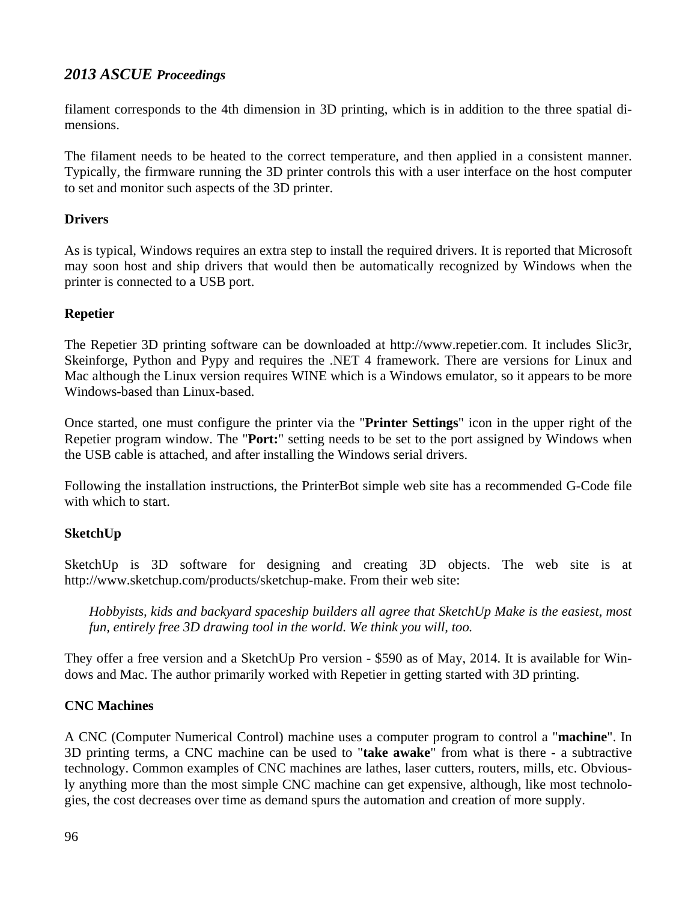filament corresponds to the 4th dimension in 3D printing, which is in addition to the three spatial dimensions.

The filament needs to be heated to the correct temperature, and then applied in a consistent manner. Typically, the firmware running the 3D printer controls this with a user interface on the host computer to set and monitor such aspects of the 3D printer.

**Drivers**

As is typical, Windows requires an extra step to install the required drivers. It is reported that Microsoft may soon host and ship drivers that would then be automatically recognized by Windows when the printer is connected to a USB port.

**Repetier**

The Repetier 3D printing software can be downloaded at http://www.repetier.com. It includes Slic3r, Skeinforge, Python and Pypy and requires the .NET 4 framework. There are versions for Linux and Mac although the Linux version requires WINE which is a Windows emulator, so it appears to be more Windows-based than Linux-based.

Once started, one must configure the printer via the "**Printer Settings**" icon in the upper right of the Repetier program window. The "**Port:**" setting needs to be set to the port assigned by Windows when the USB cable is attached, and after installing the Windows serial drivers.

Following the installation instructions, the PrinterBot simple web site has a recommended G-Code file with which to start.

**SketchUp**

SketchUp is 3D software for designing and creating 3D objects. The web site is at http://www.sketchup.com/products/sketchup-make. From their web site:

> *Hobbyists, kids and backyard spaceship builders all agree that SketchUp Make is the easiest, most fun, entirely free 3D drawing tool in the world. We think you will, too.*

They offer a free version and a SketchUp Pro version - $590 as of May, 2014. It is available for Windows and Mac. The author primarily worked with Repetier in getting started with 3D printing.

**CNC Machines**

A CNC (Computer Numerical Control) machine uses a computer program to control a "**machine**". In 3D printing terms, a CNC machine can be used to "**take awake**" from what is there - a subtractive technology. Common examples of CNC machines are lathes, laser cutters, routers, mills, etc. Obviously anything more than the most simple CNC machine can get expensive, although, like most technologies, the cost decreases over time as demand spurs the automation and creation of more supply.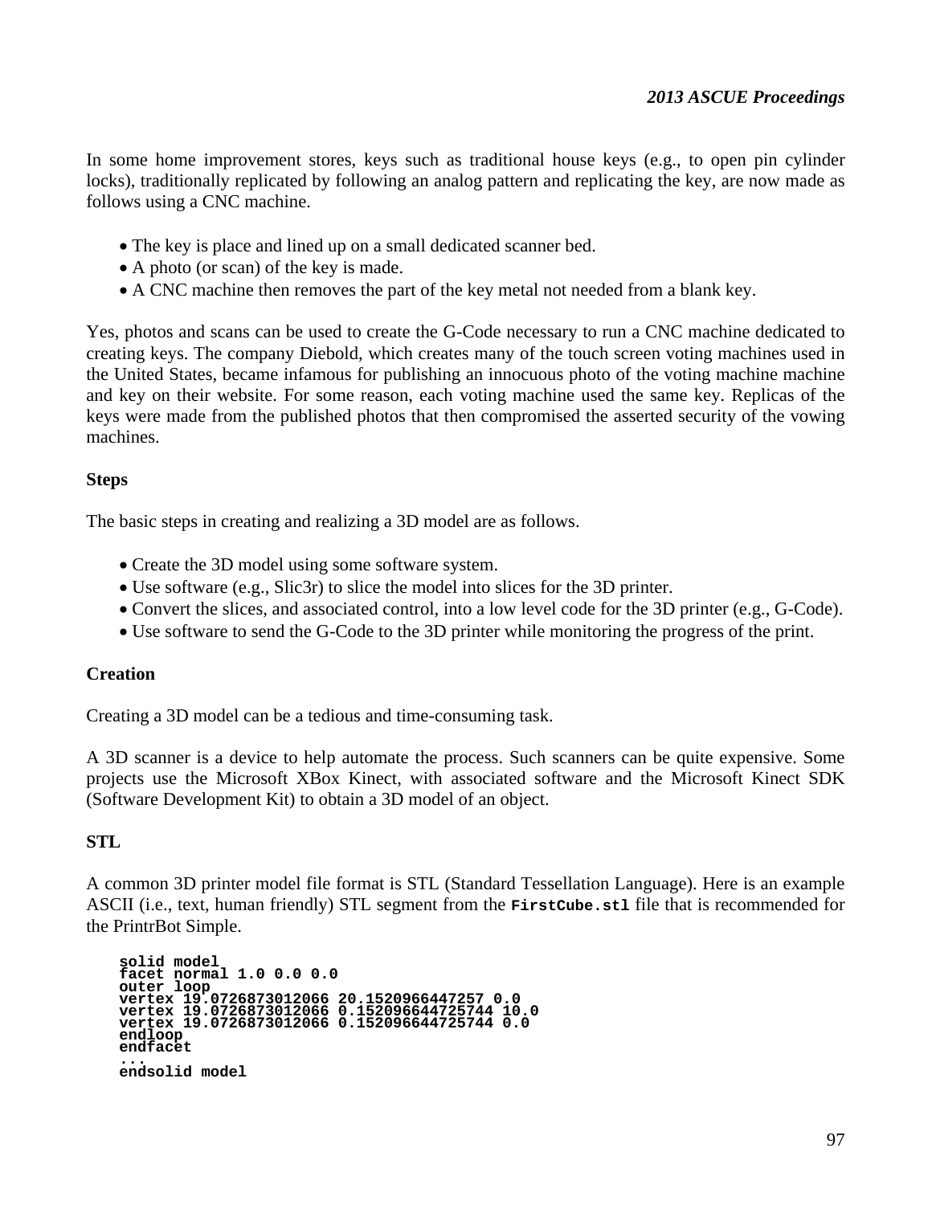In some home improvement stores, keys such as traditional house keys (e.g., to open pin cylinder locks), traditionally replicated by following an analog pattern and replicating the key, are now made as follows using a CNC machine.

- The key is place and lined up on a small dedicated scanner bed.
- A photo (or scan) of the key is made.
- A CNC machine then removes the part of the key metal not needed from a blank key.

Yes, photos and scans can be used to create the G-Code necessary to run a CNC machine dedicated to creating keys. The company Diebold, which creates many of the touch screen voting machines used in the United States, became infamous for publishing an innocuous photo of the voting machine machine and key on their website. For some reason, each voting machine used the same key. Replicas of the keys were made from the published photos that then compromised the asserted security of the vowing machines.

**Steps**

The basic steps in creating and realizing a 3D model are as follows.

- Create the 3D model using some software system.
- Use software (e.g., Slic3r) to slice the model into slices for the 3D printer.
- Convert the slices, and associated control, into a low level code for the 3D printer (e.g., G-Code).
- Use software to send the G-Code to the 3D printer while monitoring the progress of the print.

**Creation**

Creating a 3D model can be a tedious and time-consuming task.

A 3D scanner is a device to help automate the process. Such scanners can be quite expensive. Some projects use the Microsoft XBox Kinect, with associated software and the Microsoft Kinect SDK (Software Development Kit) to obtain a 3D model of an object.

**STL**

A common 3D printer model file format is STL (Standard Tessellation Language). Here is an example ASCII (i.e., text, human friendly) STL segment from the **`FirstCube.stl`** file that is recommended for the PrintrBot Simple.

```
solid model
facet normal 1.0 0.0 0.0
outer loop
vertex 19.0726873012066 20.1520966447257 0.0
vertex 19.0726873012066 0.152096644725744 10.0
vertex 19.0726873012066 0.152096644725744 0.0
endloop
endfacet
...
endsolid model
```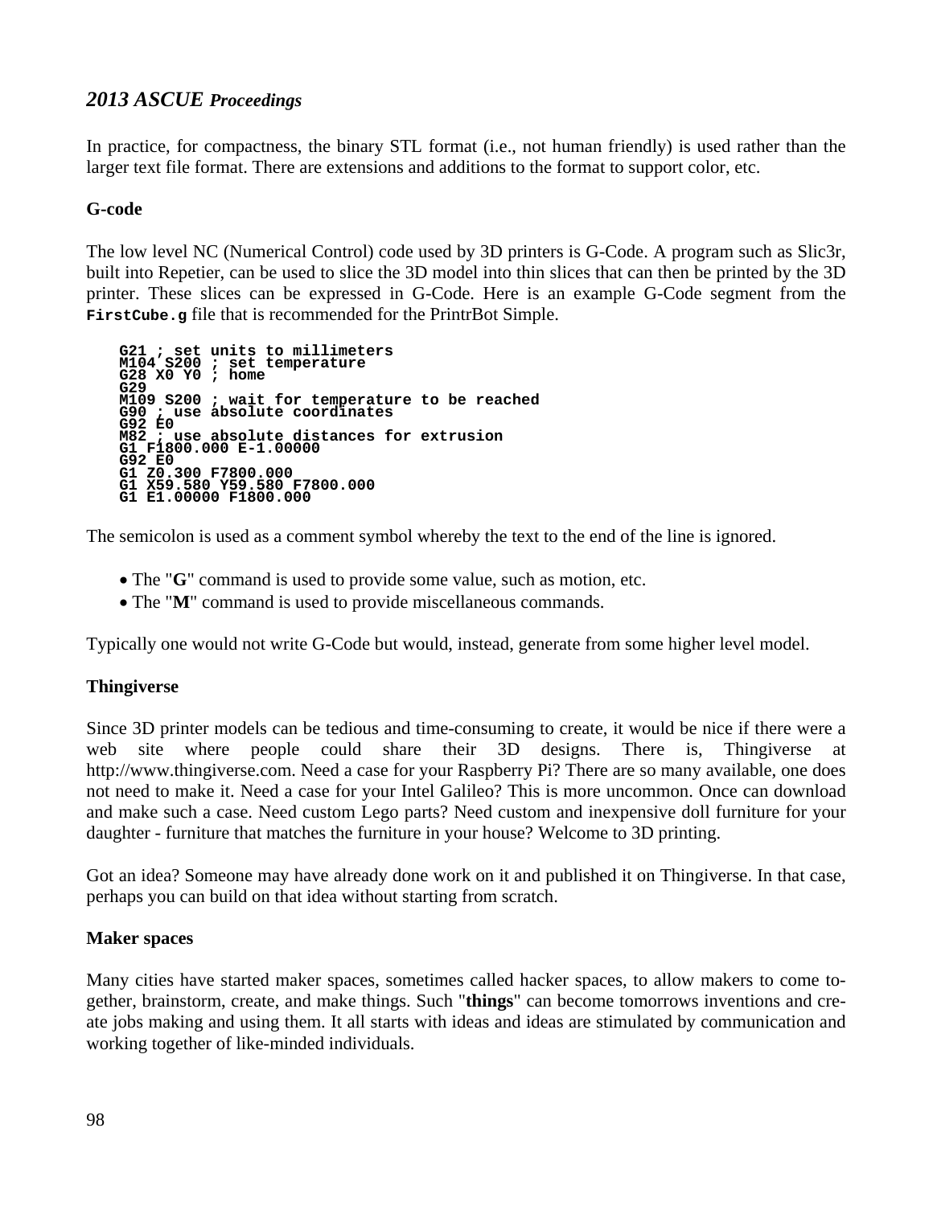In practice, for compactness, the binary STL format (i.e., not human friendly) is used rather than the larger text file format. There are extensions and additions to the format to support color, etc.

**G-code**

The low level NC (Numerical Control) code used by 3D printers is G-Code. A program such as Slic3r, built into Repetier, can be used to slice the 3D model into thin slices that can then be printed by the 3D printer. These slices can be expressed in G-Code. Here is an example G-Code segment from the `FirstCube.g` file that is recommended for the PrintrBot Simple.

```
G21 ; set units to millimeters
M104 S200 ; set temperature
G28 X0 Y0 ; home
G29
M109 S200 ; wait for temperature to be reached
G90 ; use absolute coordinates
G92 E0
M82 ; use absolute distances for extrusion
G1 F1800.000 E-1.00000
G92 E0
G1 Z0.300 F7800.000
G1 X59.580 Y59.580 F7800.000
G1 E1.00000 F1800.000
```

The semicolon is used as a comment symbol whereby the text to the end of the line is ignored.

- The "**G**" command is used to provide some value, such as motion, etc.
- The "**M**" command is used to provide miscellaneous commands.

Typically one would not write G-Code but would, instead, generate from some higher level model.

**Thingiverse**

Since 3D printer models can be tedious and time-consuming to create, it would be nice if there were a web site where people could share their 3D designs. There is, Thingiverse at http://www.thingiverse.com. Need a case for your Raspberry Pi? There are so many available, one does not need to make it. Need a case for your Intel Galileo? This is more uncommon. Once can download and make such a case. Need custom Lego parts? Need custom and inexpensive doll furniture for your daughter - furniture that matches the furniture in your house? Welcome to 3D printing.

Got an idea? Someone may have already done work on it and published it on Thingiverse. In that case, perhaps you can build on that idea without starting from scratch.

**Maker spaces**

Many cities have started maker spaces, sometimes called hacker spaces, to allow makers to come together, brainstorm, create, and make things. Such "**things**" can become tomorrows inventions and create jobs making and using them. It all starts with ideas and ideas are stimulated by communication and working together of like-minded individuals.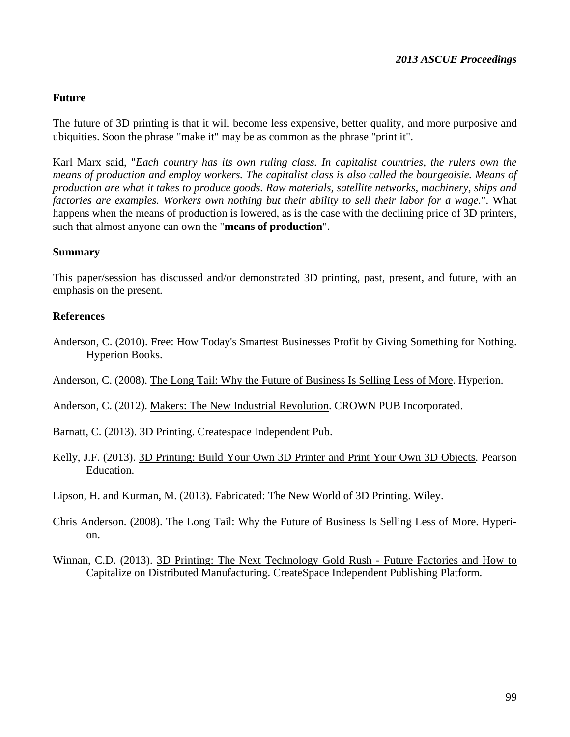## Future

The future of 3D printing is that it will become less expensive, better quality, and more purposive and ubiquities. Soon the phrase "make it" may be as common as the phrase "print it".

Karl Marx said, "*Each country has its own ruling class. In capitalist countries, the rulers own the means of production and employ workers. The capitalist class is also called the bourgeoisie. Means of production are what it takes to produce goods. Raw materials, satellite networks, machinery, ships and factories are examples. Workers own nothing but their ability to sell their labor for a wage.*". What happens when the means of production is lowered, as is the case with the declining price of 3D printers, such that almost anyone can own the "**means of production**".

## Summary

This paper/session has discussed and/or demonstrated 3D printing, past, present, and future, with an emphasis on the present.

## References

Anderson, C. (2010). Free: How Today's Smartest Businesses Profit by Giving Something for Nothing. Hyperion Books.

Anderson, C. (2008). The Long Tail: Why the Future of Business Is Selling Less of More. Hyperion.

Anderson, C. (2012). Makers: The New Industrial Revolution. CROWN PUB Incorporated.

Barnatt, C. (2013). 3D Printing. Createspace Independent Pub.

Kelly, J.F. (2013). 3D Printing: Build Your Own 3D Printer and Print Your Own 3D Objects. Pearson Education.

Lipson, H. and Kurman, M. (2013). Fabricated: The New World of 3D Printing. Wiley.

Chris Anderson. (2008). The Long Tail: Why the Future of Business Is Selling Less of More. Hyperion.

Winnan, C.D. (2013). 3D Printing: The Next Technology Gold Rush - Future Factories and How to Capitalize on Distributed Manufacturing. CreateSpace Independent Publishing Platform.